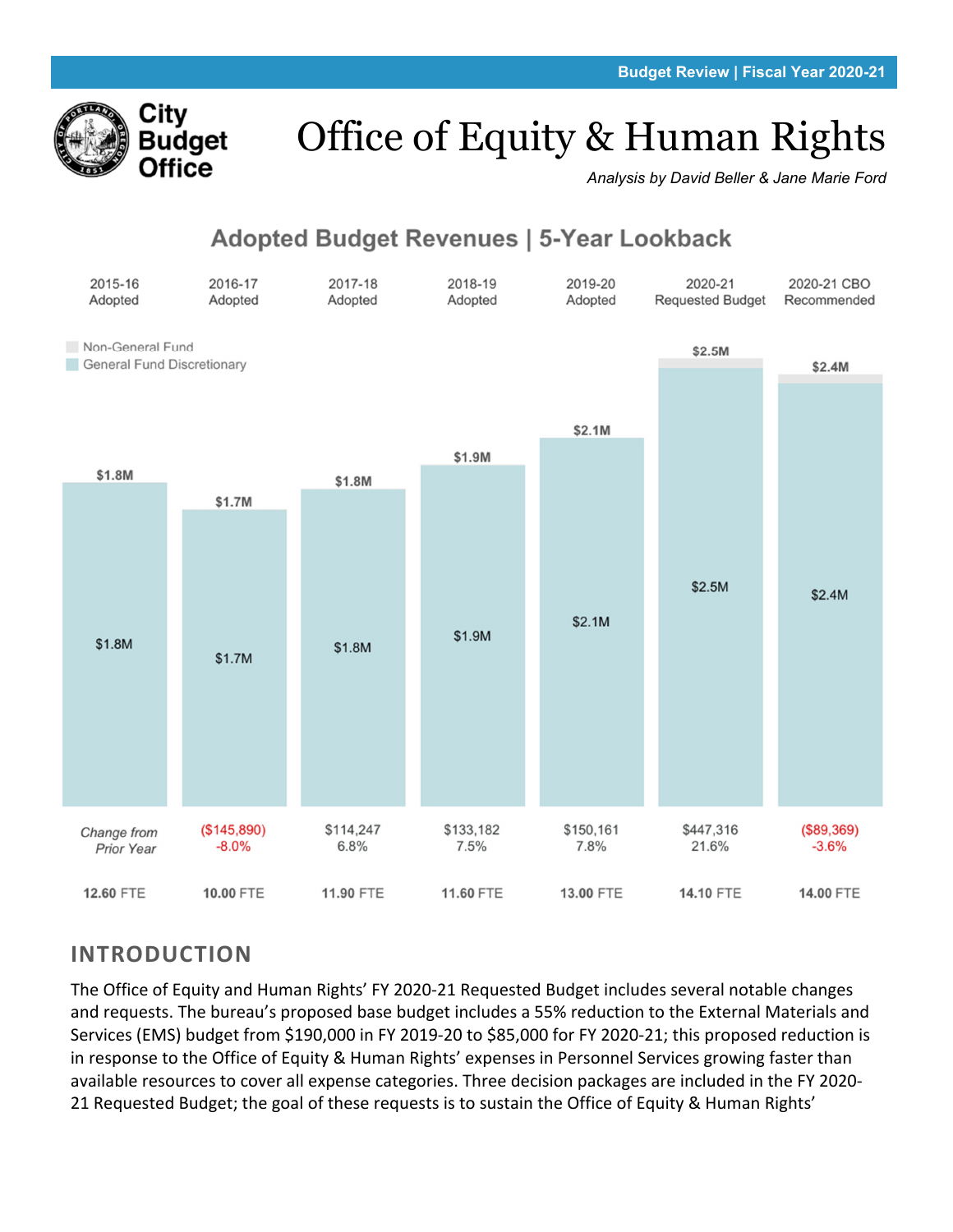Budget Review | Fiscal Year 2020-21

City Budget Office

# Office of Equity & Human Rights

*Analysis by David Beller & Jane Marie Ford*

## Adopted Budget Revenues | 5-Year Lookback

| | 2015-16 Adopted | 2016-17 Adopted | 2017-18 Adopted | 2018-19 Adopted | 2019-20 Adopted | 2020-21 Requested Budget | 2020-21 CBO Recommended |
|---|---|---|---|---|---|---|---|
| Total | $1.8M | $1.7M | $1.8M | $1.9M | $2.1M | $2.5M | $2.4M |
| General Fund Discretionary | $1.8M | $1.7M | $1.8M | $1.9M | $2.1M | $2.5M | $2.4M |
| *Change from Prior Year* | | ($145,890) -8.0% | $114,247 6.8% | $133,182 7.5% | $150,161 7.8% | $447,316 21.6% | ($89,369) -3.6% |
| FTE | 12.60 FTE | 10.00 FTE | 11.90 FTE | 11.60 FTE | 13.00 FTE | 14.10 FTE | 14.00 FTE |

Legend: Non-General Fund; General Fund Discretionary

## INTRODUCTION

The Office of Equity and Human Rights' FY 2020-21 Requested Budget includes several notable changes and requests. The bureau's proposed base budget includes a 55% reduction to the External Materials and Services (EMS) budget from $190,000 in FY 2019-20 to $85,000 for FY 2020-21; this proposed reduction is in response to the Office of Equity & Human Rights' expenses in Personnel Services growing faster than available resources to cover all expense categories. Three decision packages are included in the FY 2020-21 Requested Budget; the goal of these requests is to sustain the Office of Equity & Human Rights'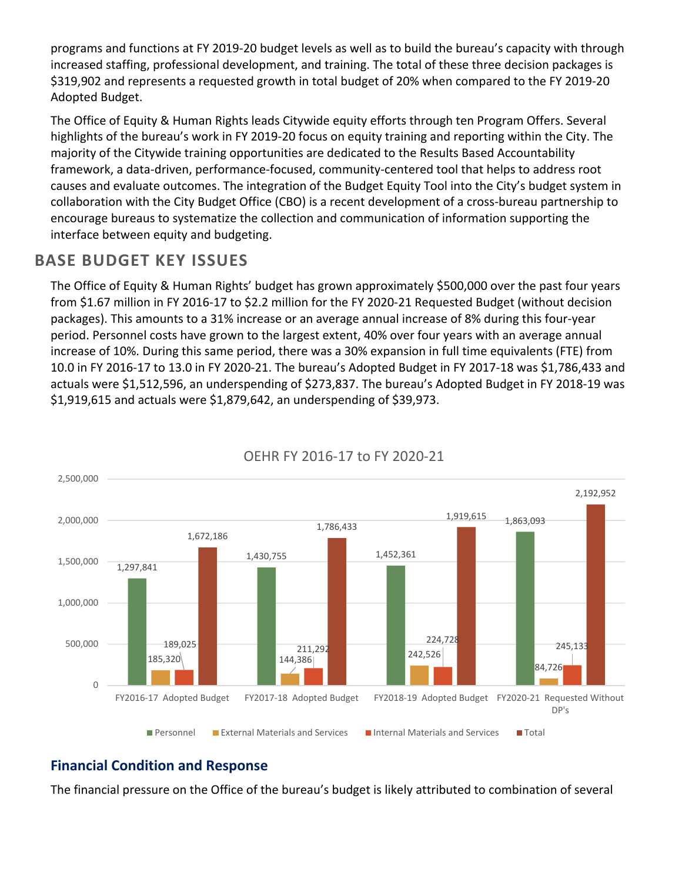programs and functions at FY 2019-20 budget levels as well as to build the bureau's capacity with through increased staffing, professional development, and training. The total of these three decision packages is $319,902 and represents a requested growth in total budget of 20% when compared to the FY 2019-20 Adopted Budget.

The Office of Equity & Human Rights leads Citywide equity efforts through ten Program Offers. Several highlights of the bureau's work in FY 2019-20 focus on equity training and reporting within the City. The majority of the Citywide training opportunities are dedicated to the Results Based Accountability framework, a data-driven, performance-focused, community-centered tool that helps to address root causes and evaluate outcomes. The integration of the Budget Equity Tool into the City's budget system in collaboration with the City Budget Office (CBO) is a recent development of a cross-bureau partnership to encourage bureaus to systematize the collection and communication of information supporting the interface between equity and budgeting.

## BASE BUDGET KEY ISSUES

The Office of Equity & Human Rights' budget has grown approximately $500,000 over the past four years from $1.67 million in FY 2016-17 to $2.2 million for the FY 2020-21 Requested Budget (without decision packages). This amounts to a 31% increase or an average annual increase of 8% during this four-year period. Personnel costs have grown to the largest extent, 40% over four years with an average annual increase of 10%. During this same period, there was a 30% expansion in full time equivalents (FTE) from 10.0 in FY 2016-17 to 13.0 in FY 2020-21. The bureau's Adopted Budget in FY 2017-18 was $1,786,433 and actuals were $1,512,596, an underspending of $273,837. The bureau's Adopted Budget in FY 2018-19 was $1,919,615 and actuals were $1,879,642, an underspending of $39,973.

**OEHR FY 2016-17 to FY 2020-21**

| | Personnel | External Materials and Services | Internal Materials and Services | Total |
|---|---|---|---|---|
| FY2016-17 Adopted Budget | 1,297,841 | 185,320 | 189,025 | 1,672,186 |
| FY2017-18 Adopted Budget | 1,430,755 | 144,386 | 211,292 | 1,786,433 |
| FY2018-19 Adopted Budget | 1,452,361 | 242,526 | 224,728 | 1,919,615 |
| FY2020-21 Requested Without DP's | 1,863,093 | 84,726 | 245,133 | 2,192,952 |

### Financial Condition and Response

The financial pressure on the Office of the bureau's budget is likely attributed to combination of several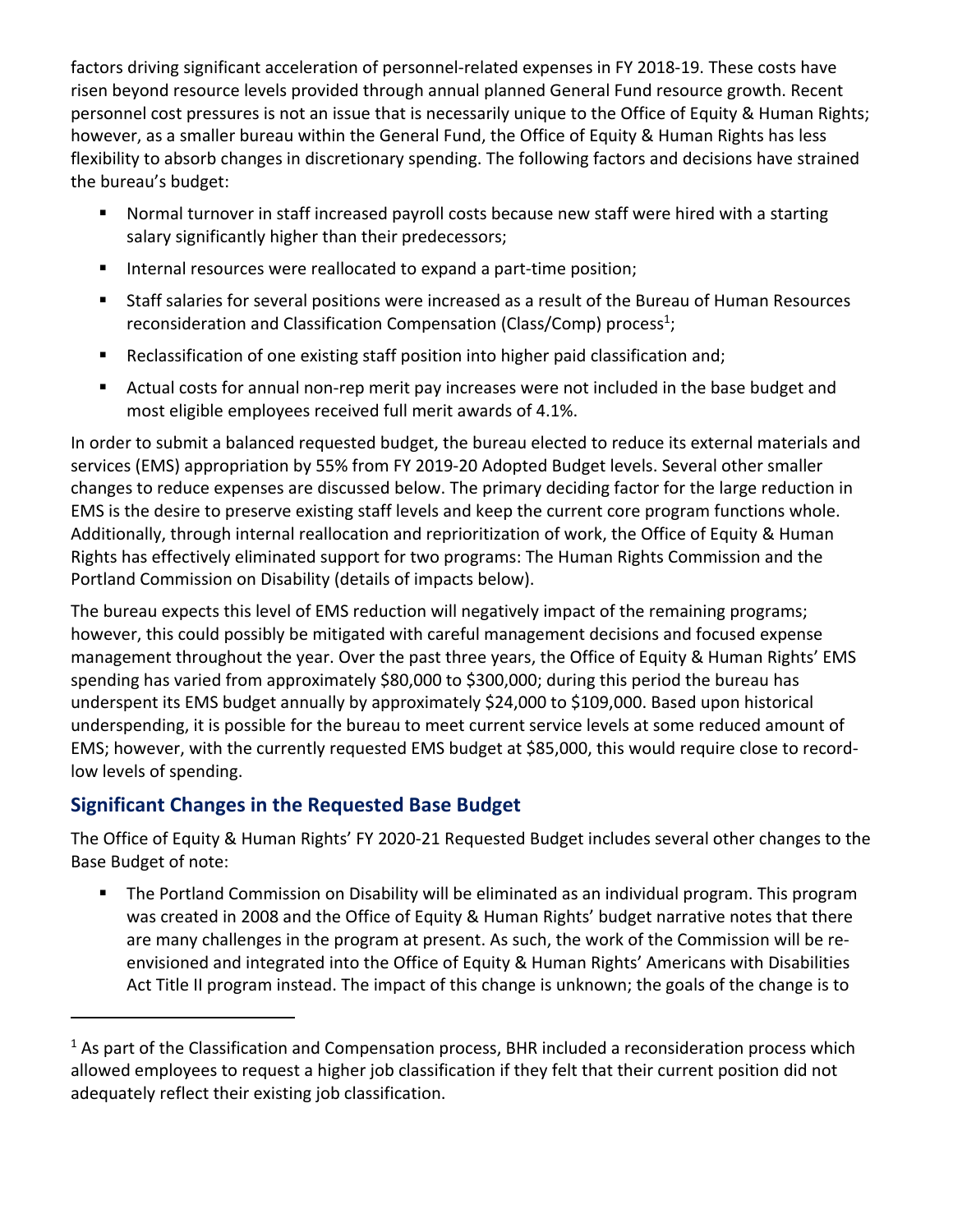factors driving significant acceleration of personnel-related expenses in FY 2018-19. These costs have risen beyond resource levels provided through annual planned General Fund resource growth. Recent personnel cost pressures is not an issue that is necessarily unique to the Office of Equity & Human Rights; however, as a smaller bureau within the General Fund, the Office of Equity & Human Rights has less flexibility to absorb changes in discretionary spending. The following factors and decisions have strained the bureau's budget:

- Normal turnover in staff increased payroll costs because new staff were hired with a starting salary significantly higher than their predecessors;
- Internal resources were reallocated to expand a part-time position;
- Staff salaries for several positions were increased as a result of the Bureau of Human Resources reconsideration and Classification Compensation (Class/Comp) process[1];
- Reclassification of one existing staff position into higher paid classification and;
- Actual costs for annual non-rep merit pay increases were not included in the base budget and most eligible employees received full merit awards of 4.1%.

In order to submit a balanced requested budget, the bureau elected to reduce its external materials and services (EMS) appropriation by 55% from FY 2019-20 Adopted Budget levels. Several other smaller changes to reduce expenses are discussed below. The primary deciding factor for the large reduction in EMS is the desire to preserve existing staff levels and keep the current core program functions whole. Additionally, through internal reallocation and reprioritization of work, the Office of Equity & Human Rights has effectively eliminated support for two programs: The Human Rights Commission and the Portland Commission on Disability (details of impacts below).

The bureau expects this level of EMS reduction will negatively impact of the remaining programs; however, this could possibly be mitigated with careful management decisions and focused expense management throughout the year. Over the past three years, the Office of Equity & Human Rights' EMS spending has varied from approximately $80,000 to $300,000; during this period the bureau has underspent its EMS budget annually by approximately $24,000 to $109,000. Based upon historical underspending, it is possible for the bureau to meet current service levels at some reduced amount of EMS; however, with the currently requested EMS budget at $85,000, this would require close to record-low levels of spending.

## Significant Changes in the Requested Base Budget

The Office of Equity & Human Rights' FY 2020-21 Requested Budget includes several other changes to the Base Budget of note:

- The Portland Commission on Disability will be eliminated as an individual program. This program was created in 2008 and the Office of Equity & Human Rights' budget narrative notes that there are many challenges in the program at present. As such, the work of the Commission will be re-envisioned and integrated into the Office of Equity & Human Rights' Americans with Disabilities Act Title II program instead. The impact of this change is unknown; the goals of the change is to

[1] As part of the Classification and Compensation process, BHR included a reconsideration process which allowed employees to request a higher job classification if they felt that their current position did not adequately reflect their existing job classification.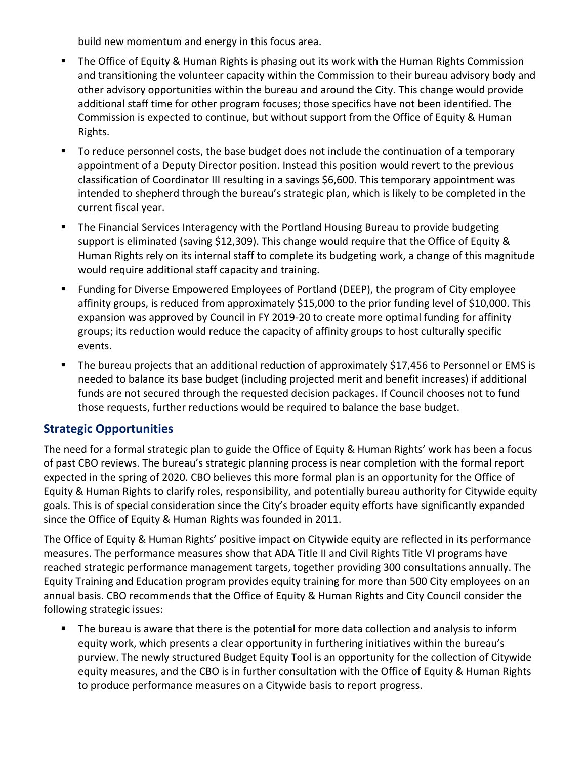build new momentum and energy in this focus area.

- The Office of Equity & Human Rights is phasing out its work with the Human Rights Commission and transitioning the volunteer capacity within the Commission to their bureau advisory body and other advisory opportunities within the bureau and around the City. This change would provide additional staff time for other program focuses; those specifics have not been identified. The Commission is expected to continue, but without support from the Office of Equity & Human Rights.
- To reduce personnel costs, the base budget does not include the continuation of a temporary appointment of a Deputy Director position. Instead this position would revert to the previous classification of Coordinator III resulting in a savings $6,600. This temporary appointment was intended to shepherd through the bureau's strategic plan, which is likely to be completed in the current fiscal year.
- The Financial Services Interagency with the Portland Housing Bureau to provide budgeting support is eliminated (saving $12,309). This change would require that the Office of Equity & Human Rights rely on its internal staff to complete its budgeting work, a change of this magnitude would require additional staff capacity and training.
- Funding for Diverse Empowered Employees of Portland (DEEP), the program of City employee affinity groups, is reduced from approximately $15,000 to the prior funding level of $10,000. This expansion was approved by Council in FY 2019-20 to create more optimal funding for affinity groups; its reduction would reduce the capacity of affinity groups to host culturally specific events.
- The bureau projects that an additional reduction of approximately $17,456 to Personnel or EMS is needed to balance its base budget (including projected merit and benefit increases) if additional funds are not secured through the requested decision packages. If Council chooses not to fund those requests, further reductions would be required to balance the base budget.

## Strategic Opportunities

The need for a formal strategic plan to guide the Office of Equity & Human Rights' work has been a focus of past CBO reviews. The bureau's strategic planning process is near completion with the formal report expected in the spring of 2020. CBO believes this more formal plan is an opportunity for the Office of Equity & Human Rights to clarify roles, responsibility, and potentially bureau authority for Citywide equity goals. This is of special consideration since the City's broader equity efforts have significantly expanded since the Office of Equity & Human Rights was founded in 2011.

The Office of Equity & Human Rights' positive impact on Citywide equity are reflected in its performance measures. The performance measures show that ADA Title II and Civil Rights Title VI programs have reached strategic performance management targets, together providing 300 consultations annually. The Equity Training and Education program provides equity training for more than 500 City employees on an annual basis. CBO recommends that the Office of Equity & Human Rights and City Council consider the following strategic issues:

- The bureau is aware that there is the potential for more data collection and analysis to inform equity work, which presents a clear opportunity in furthering initiatives within the bureau's purview. The newly structured Budget Equity Tool is an opportunity for the collection of Citywide equity measures, and the CBO is in further consultation with the Office of Equity & Human Rights to produce performance measures on a Citywide basis to report progress.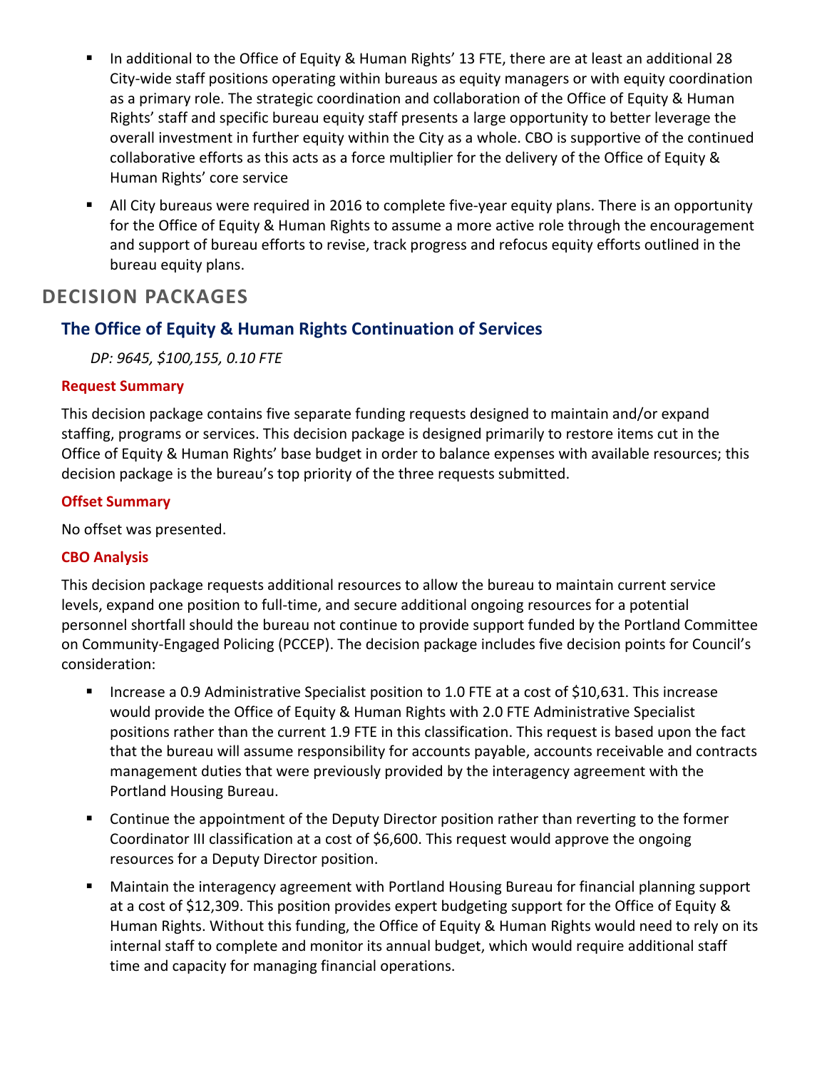- In additional to the Office of Equity & Human Rights' 13 FTE, there are at least an additional 28 City-wide staff positions operating within bureaus as equity managers or with equity coordination as a primary role. The strategic coordination and collaboration of the Office of Equity & Human Rights' staff and specific bureau equity staff presents a large opportunity to better leverage the overall investment in further equity within the City as a whole. CBO is supportive of the continued collaborative efforts as this acts as a force multiplier for the delivery of the Office of Equity & Human Rights' core service
- All City bureaus were required in 2016 to complete five-year equity plans. There is an opportunity for the Office of Equity & Human Rights to assume a more active role through the encouragement and support of bureau efforts to revise, track progress and refocus equity efforts outlined in the bureau equity plans.

## DECISION PACKAGES

### The Office of Equity & Human Rights Continuation of Services

*DP: 9645, $100,155, 0.10 FTE*

#### Request Summary

This decision package contains five separate funding requests designed to maintain and/or expand staffing, programs or services. This decision package is designed primarily to restore items cut in the Office of Equity & Human Rights' base budget in order to balance expenses with available resources; this decision package is the bureau's top priority of the three requests submitted.

#### Offset Summary

No offset was presented.

#### CBO Analysis

This decision package requests additional resources to allow the bureau to maintain current service levels, expand one position to full-time, and secure additional ongoing resources for a potential personnel shortfall should the bureau not continue to provide support funded by the Portland Committee on Community-Engaged Policing (PCCEP). The decision package includes five decision points for Council's consideration:

- Increase a 0.9 Administrative Specialist position to 1.0 FTE at a cost of $10,631. This increase would provide the Office of Equity & Human Rights with 2.0 FTE Administrative Specialist positions rather than the current 1.9 FTE in this classification. This request is based upon the fact that the bureau will assume responsibility for accounts payable, accounts receivable and contracts management duties that were previously provided by the interagency agreement with the Portland Housing Bureau.
- Continue the appointment of the Deputy Director position rather than reverting to the former Coordinator III classification at a cost of $6,600. This request would approve the ongoing resources for a Deputy Director position.
- Maintain the interagency agreement with Portland Housing Bureau for financial planning support at a cost of $12,309. This position provides expert budgeting support for the Office of Equity & Human Rights. Without this funding, the Office of Equity & Human Rights would need to rely on its internal staff to complete and monitor its annual budget, which would require additional staff time and capacity for managing financial operations.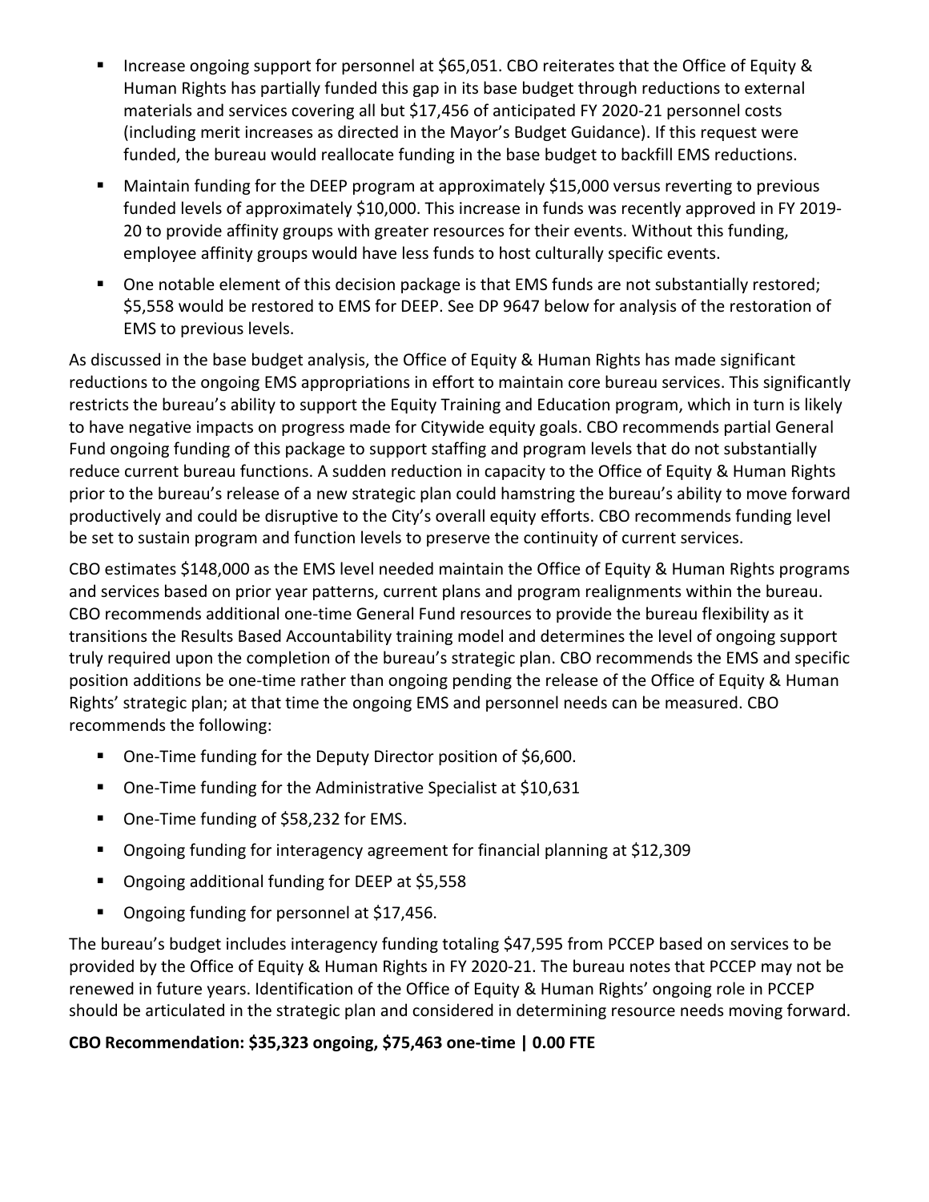- Increase ongoing support for personnel at $65,051. CBO reiterates that the Office of Equity & Human Rights has partially funded this gap in its base budget through reductions to external materials and services covering all but $17,456 of anticipated FY 2020-21 personnel costs (including merit increases as directed in the Mayor's Budget Guidance). If this request were funded, the bureau would reallocate funding in the base budget to backfill EMS reductions.
- Maintain funding for the DEEP program at approximately $15,000 versus reverting to previous funded levels of approximately $10,000. This increase in funds was recently approved in FY 2019-20 to provide affinity groups with greater resources for their events. Without this funding, employee affinity groups would have less funds to host culturally specific events.
- One notable element of this decision package is that EMS funds are not substantially restored; $5,558 would be restored to EMS for DEEP. See DP 9647 below for analysis of the restoration of EMS to previous levels.

As discussed in the base budget analysis, the Office of Equity & Human Rights has made significant reductions to the ongoing EMS appropriations in effort to maintain core bureau services. This significantly restricts the bureau's ability to support the Equity Training and Education program, which in turn is likely to have negative impacts on progress made for Citywide equity goals. CBO recommends partial General Fund ongoing funding of this package to support staffing and program levels that do not substantially reduce current bureau functions. A sudden reduction in capacity to the Office of Equity & Human Rights prior to the bureau's release of a new strategic plan could hamstring the bureau's ability to move forward productively and could be disruptive to the City's overall equity efforts. CBO recommends funding level be set to sustain program and function levels to preserve the continuity of current services.

CBO estimates $148,000 as the EMS level needed maintain the Office of Equity & Human Rights programs and services based on prior year patterns, current plans and program realignments within the bureau. CBO recommends additional one-time General Fund resources to provide the bureau flexibility as it transitions the Results Based Accountability training model and determines the level of ongoing support truly required upon the completion of the bureau's strategic plan. CBO recommends the EMS and specific position additions be one-time rather than ongoing pending the release of the Office of Equity & Human Rights' strategic plan; at that time the ongoing EMS and personnel needs can be measured. CBO recommends the following:

- One-Time funding for the Deputy Director position of $6,600.
- One-Time funding for the Administrative Specialist at $10,631
- One-Time funding of $58,232 for EMS.
- Ongoing funding for interagency agreement for financial planning at $12,309
- Ongoing additional funding for DEEP at $5,558
- Ongoing funding for personnel at $17,456.

The bureau's budget includes interagency funding totaling $47,595 from PCCEP based on services to be provided by the Office of Equity & Human Rights in FY 2020-21. The bureau notes that PCCEP may not be renewed in future years. Identification of the Office of Equity & Human Rights' ongoing role in PCCEP should be articulated in the strategic plan and considered in determining resource needs moving forward.

**CBO Recommendation: $35,323 ongoing, $75,463 one-time | 0.00 FTE**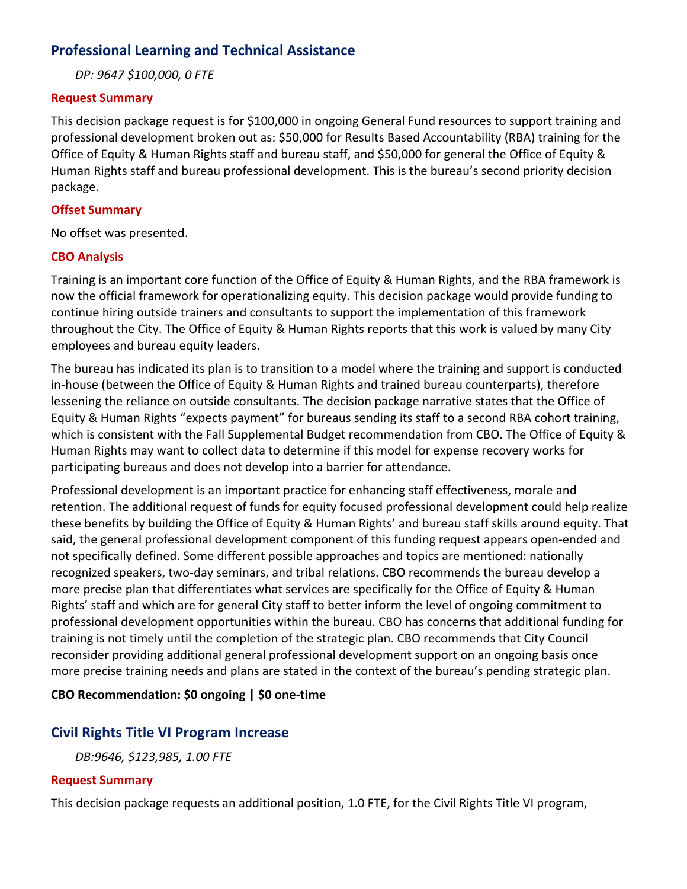## Professional Learning and Technical Assistance

*DP: 9647 $100,000, 0 FTE*

### Request Summary

This decision package request is for $100,000 in ongoing General Fund resources to support training and professional development broken out as: $50,000 for Results Based Accountability (RBA) training for the Office of Equity & Human Rights staff and bureau staff, and $50,000 for general the Office of Equity & Human Rights staff and bureau professional development. This is the bureau's second priority decision package.

### Offset Summary

No offset was presented.

### CBO Analysis

Training is an important core function of the Office of Equity & Human Rights, and the RBA framework is now the official framework for operationalizing equity. This decision package would provide funding to continue hiring outside trainers and consultants to support the implementation of this framework throughout the City. The Office of Equity & Human Rights reports that this work is valued by many City employees and bureau equity leaders.

The bureau has indicated its plan is to transition to a model where the training and support is conducted in-house (between the Office of Equity & Human Rights and trained bureau counterparts), therefore lessening the reliance on outside consultants. The decision package narrative states that the Office of Equity & Human Rights "expects payment" for bureaus sending its staff to a second RBA cohort training, which is consistent with the Fall Supplemental Budget recommendation from CBO. The Office of Equity & Human Rights may want to collect data to determine if this model for expense recovery works for participating bureaus and does not develop into a barrier for attendance.

Professional development is an important practice for enhancing staff effectiveness, morale and retention. The additional request of funds for equity focused professional development could help realize these benefits by building the Office of Equity & Human Rights' and bureau staff skills around equity. That said, the general professional development component of this funding request appears open-ended and not specifically defined. Some different possible approaches and topics are mentioned: nationally recognized speakers, two-day seminars, and tribal relations. CBO recommends the bureau develop a more precise plan that differentiates what services are specifically for the Office of Equity & Human Rights' staff and which are for general City staff to better inform the level of ongoing commitment to professional development opportunities within the bureau. CBO has concerns that additional funding for training is not timely until the completion of the strategic plan. CBO recommends that City Council reconsider providing additional general professional development support on an ongoing basis once more precise training needs and plans are stated in the context of the bureau's pending strategic plan.

**CBO Recommendation: $0 ongoing | $0 one-time**

## Civil Rights Title VI Program Increase

*DB:9646, $123,985, 1.00 FTE*

### Request Summary

This decision package requests an additional position, 1.0 FTE, for the Civil Rights Title VI program,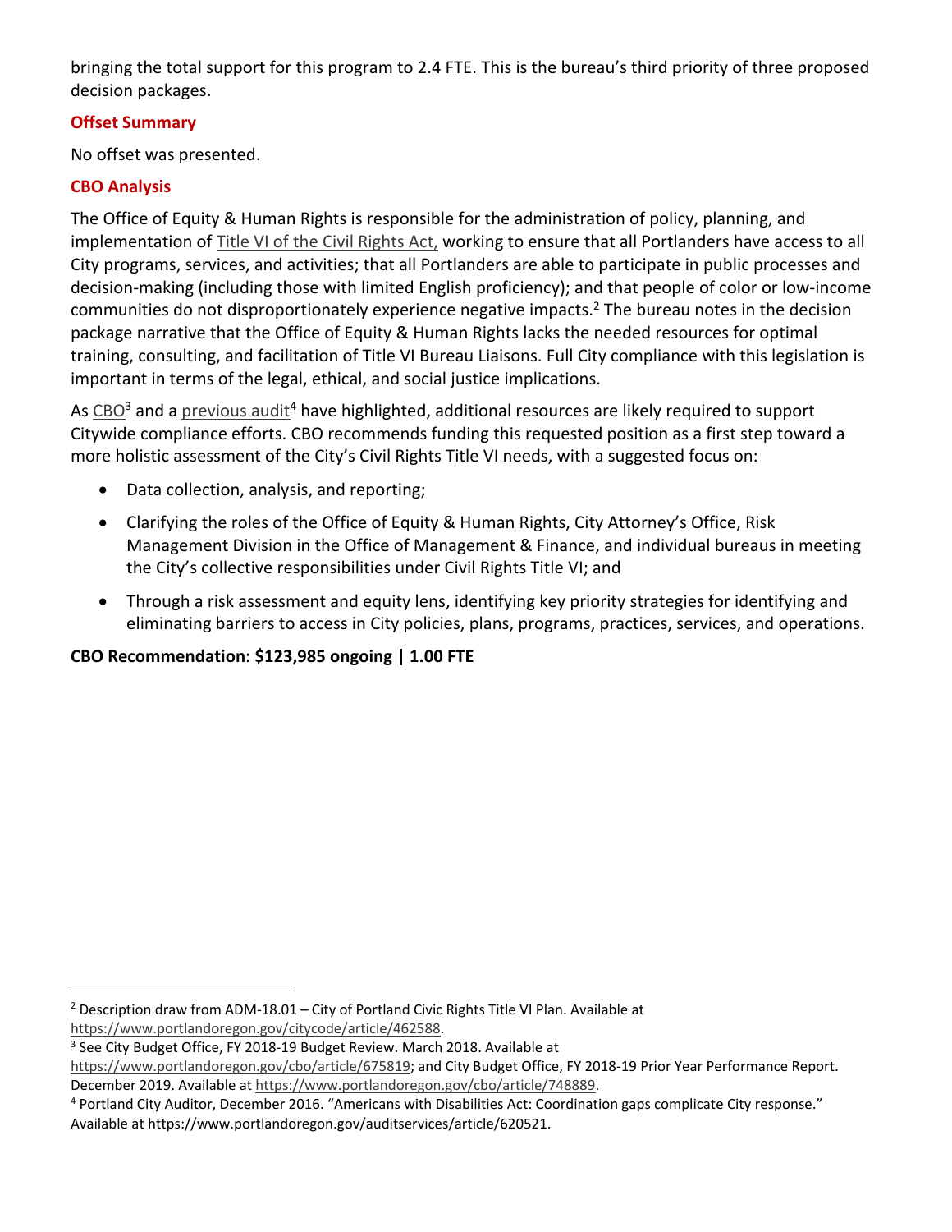bringing the total support for this program to 2.4 FTE. This is the bureau's third priority of three proposed decision packages.

### Offset Summary

No offset was presented.

### CBO Analysis

The Office of Equity & Human Rights is responsible for the administration of policy, planning, and implementation of Title VI of the Civil Rights Act, working to ensure that all Portlanders have access to all City programs, services, and activities; that all Portlanders are able to participate in public processes and decision-making (including those with limited English proficiency); and that people of color or low-income communities do not disproportionately experience negative impacts.[2] The bureau notes in the decision package narrative that the Office of Equity & Human Rights lacks the needed resources for optimal training, consulting, and facilitation of Title VI Bureau Liaisons. Full City compliance with this legislation is important in terms of the legal, ethical, and social justice implications.

As CBO[3] and a previous audit[4] have highlighted, additional resources are likely required to support Citywide compliance efforts. CBO recommends funding this requested position as a first step toward a more holistic assessment of the City's Civil Rights Title VI needs, with a suggested focus on:

- Data collection, analysis, and reporting;
- Clarifying the roles of the Office of Equity & Human Rights, City Attorney's Office, Risk Management Division in the Office of Management & Finance, and individual bureaus in meeting the City's collective responsibilities under Civil Rights Title VI; and
- Through a risk assessment and equity lens, identifying key priority strategies for identifying and eliminating barriers to access in City policies, plans, programs, practices, services, and operations.

**CBO Recommendation: $123,985 ongoing | 1.00 FTE**

---

[2] Description draw from ADM-18.01 – City of Portland Civic Rights Title VI Plan. Available at https://www.portlandoregon.gov/citycode/article/462588.

[3] See City Budget Office, FY 2018-19 Budget Review. March 2018. Available at https://www.portlandoregon.gov/cbo/article/675819; and City Budget Office, FY 2018-19 Prior Year Performance Report. December 2019. Available at https://www.portlandoregon.gov/cbo/article/748889.

[4] Portland City Auditor, December 2016. "Americans with Disabilities Act: Coordination gaps complicate City response." Available at https://www.portlandoregon.gov/auditservices/article/620521.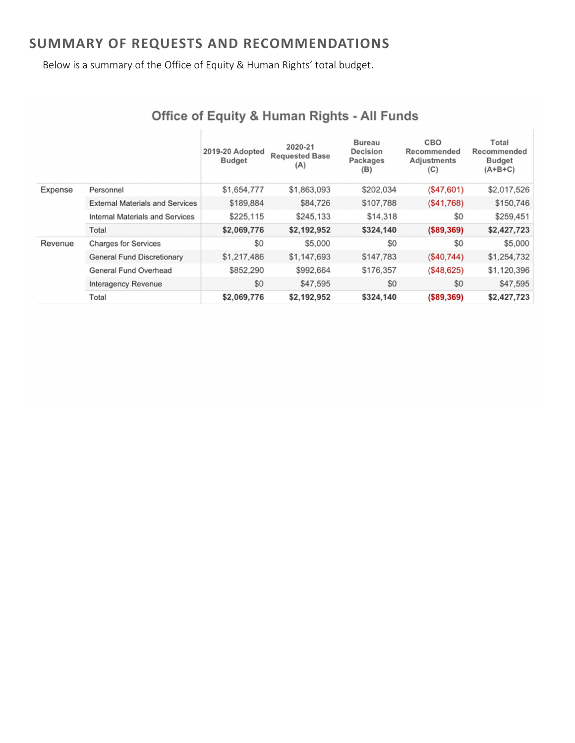## SUMMARY OF REQUESTS AND RECOMMENDATIONS

Below is a summary of the Office of Equity & Human Rights' total budget.

**Office of Equity & Human Rights - All Funds**

| | | 2019-20 Adopted Budget | 2020-21 Requested Base (A) | Bureau Decision Packages (B) | CBO Recommended Adjustments (C) | Total Recommended Budget (A+B+C) |
|---|---|---|---|---|---|---|
| Expense | Personnel | $1,654,777 | $1,863,093 | $202,034 | ($47,601) | $2,017,526 |
| | External Materials and Services | $189,884 | $84,726 | $107,788 | ($41,768) | $150,746 |
| | Internal Materials and Services | $225,115 | $245,133 | $14,318 | $0 | $259,451 |
| | **Total** | **$2,069,776** | **$2,192,952** | **$324,140** | **($89,369)** | **$2,427,723** |
| Revenue | Charges for Services | $0 | $5,000 | $0 | $0 | $5,000 |
| | General Fund Discretionary | $1,217,486 | $1,147,693 | $147,783 | ($40,744) | $1,254,732 |
| | General Fund Overhead | $852,290 | $992,664 | $176,357 | ($48,625) | $1,120,396 |
| | Interagency Revenue | $0 | $47,595 | $0 | $0 | $47,595 |
| | Total | **$2,069,776** | **$2,192,952** | **$324,140** | **($89,369)** | **$2,427,723** |